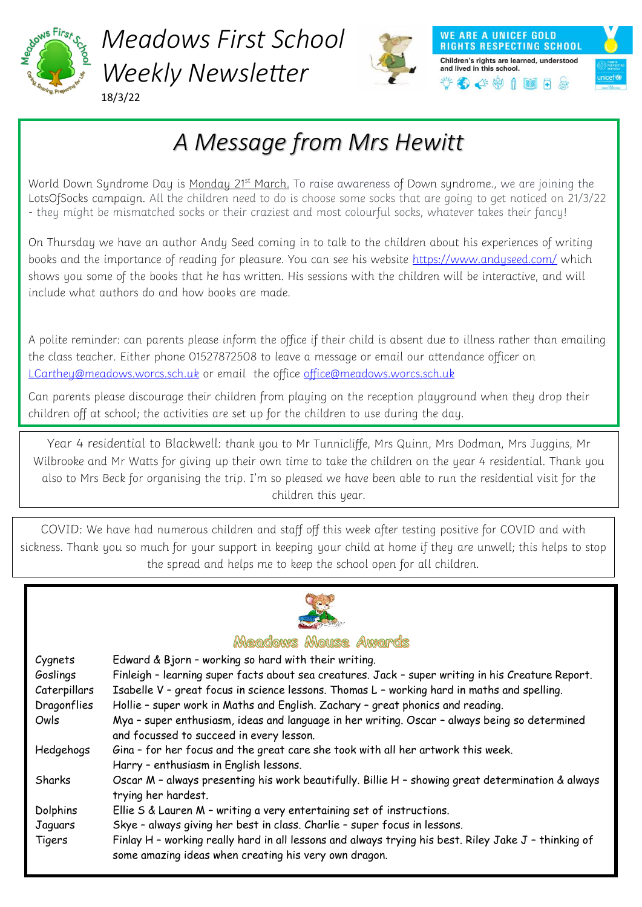# Meadows First School Weekly Newsletter

18/3/22

WE ARE A UNICEF GOLD RIGHTS RESPECTING SCHOOL

Children's rights are learned, understood and lived in this school.

## A Message from Mrs Hewitt

World Down Syndrome Day is Monday 21st March. To raise awareness of Down syndrome., we are joining the LotsOfSocks campaign. All the children need to do is choose some socks that are going to get noticed on 21/3/22 - they might be mismatched socks or their craziest and most colourful socks, whatever takes their fancy!

On Thursday we have an author Andy Seed coming in to talk to the children about his experiences of writing books and the importance of reading for pleasure. You can see his website https://www.andyseed.com/ which shows you some of the books that he has written. His sessions with the children will be interactive, and will include what authors do and how books are made.

A polite reminder: can parents please inform the office if their child is absent due to illness rather than emailing the class teacher. Either phone 01527872508 to leave a message or email our attendance officer on LCarthey@meadows.worcs.sch.uk or email the office office@meadows.worcs.sch.uk

Can parents please discourage their children from playing on the reception playground when they drop their children off at school; the activities are set up for the children to use during the day.

Year 4 residential to Blackwell: thank you to Mr Tunnicliffe, Mrs Quinn, Mrs Dodman, Mrs Juggins, Mr Wilbrooke and Mr Watts for giving up their own time to take the children on the year 4 residential. Thank you also to Mrs Beck for organising the trip. I'm so pleased we have been able to run the residential visit for the children this year.

COVID: We have had numerous children and staff off this week after testing positive for COVID and with sickness. Thank you so much for your support in keeping your child at home if they are unwell; this helps to stop the spread and helps me to keep the school open for all children.

## Meadows Mouse Awards

| | |
|---|---|
| Cygnets | Edward & Bjorn – working so hard with their writing. |
| Goslings | Finleigh – learning super facts about sea creatures. Jack – super writing in his Creature Report. |
| Caterpillars | Isabelle V – great focus in science lessons. Thomas L – working hard in maths and spelling. |
| Dragonflies | Hollie – super work in Maths and English. Zachary – great phonics and reading. |
| Owls | Mya – super enthusiasm, ideas and language in her writing. Oscar – always being so determined and focussed to succeed in every lesson. |
| Hedgehogs | Gina – for her focus and the great care she took with all her artwork this week. Harry – enthusiasm in English lessons. |
| Sharks | Oscar M – always presenting his work beautifully. Billie H – showing great determination & always trying her hardest. |
| Dolphins | Ellie S & Lauren M – writing a very entertaining set of instructions. |
| Jaguars | Skye – always giving her best in class. Charlie – super focus in lessons. |
| Tigers | Finlay H – working really hard in all lessons and always trying his best. Riley Jake J – thinking of some amazing ideas when creating his very own dragon. |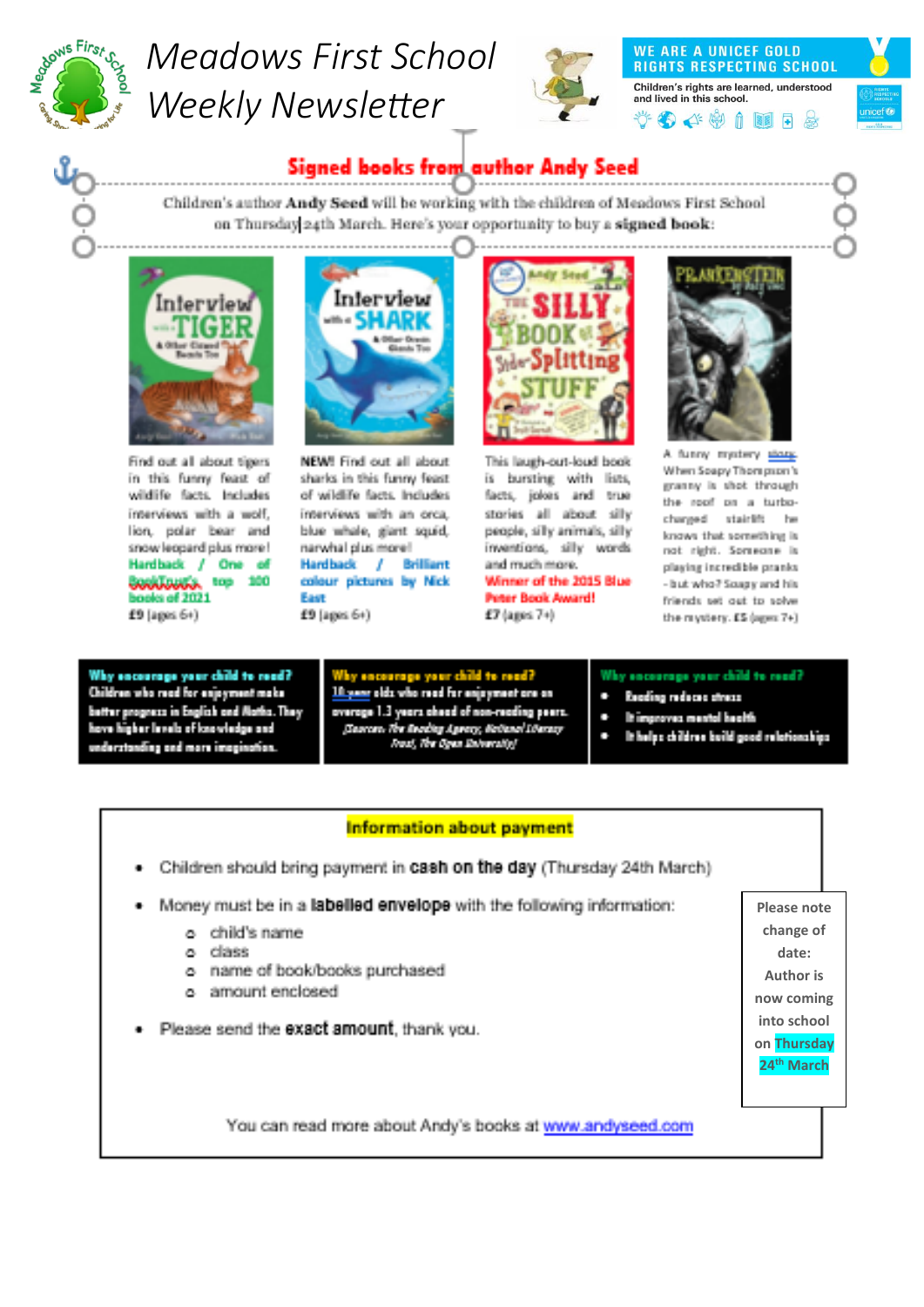# Meadows First School Weekly Newsletter

**WE ARE A UNICEF GOLD RIGHTS RESPECTING SCHOOL**

Children's rights are learned, understood and lived in this school.

## Signed books from author Andy Seed

Children's author **Andy Seed** will be working with the children of Meadows First School on Thursday 24th March. Here's your opportunity to buy a **signed book**:

**Interview with a Tiger**

Find out all about tigers in this funny feast of wildlife facts. Includes interviews with a wolf, lion, polar bear and snow leopard plus more! Hardback / One of BookTrust's top 100 books of 2021

£9 (ages 6+)

**Interview with a Shark**

NEW! Find out all about sharks in this funny feast of wildlife facts. Includes interviews with an orca, blue whale, giant squid, narwhal plus more! Hardback / Brilliant colour pictures by Nick East

£9 (ages 6+)

**The Silly Book of Side-Splitting Stuff**

This laugh-out-loud book is bursting with lists, facts, jokes and true stories all about silly people, silly animals, silly inventions, silly words and much more. Winner of the 2015 Blue Peter Book Award!

£7 (ages 7+)

**Prankenstein**

A funny mystery story. When Soapy Thompson's granny is shot through the roof on a turbo-charged stairlift he knows that something is not right. Someone is playing incredible pranks - but who? Soapy and his friends set out to solve the mystery. £5 (ages 7+)

**Why encourage your child to read?**
Children who read for enjoyment make better progress in English and Maths. They have higher levels of knowledge and understanding and more imagination.

**Why encourage your child to read?**
16 year olds who read for enjoyment are on average 1.3 years ahead of non-reading peers.
*(Sources: The Reading Agency, National Literacy Trust, The Open University)*

**Why encourage your child to read?**
- Reading reduces stress
- It improves mental health
- It helps children build good relationships

### Information about payment

- Children should bring payment in **cash on the day** (Thursday 24th March)
- Money must be in a **labelled envelope** with the following information:
  - child's name
  - class
  - name of book/books purchased
  - amount enclosed
- Please send the **exact amount**, thank you.

Please note change of date: Author is now coming into school on Thursday 24th March

You can read more about Andy's books at www.andyseed.com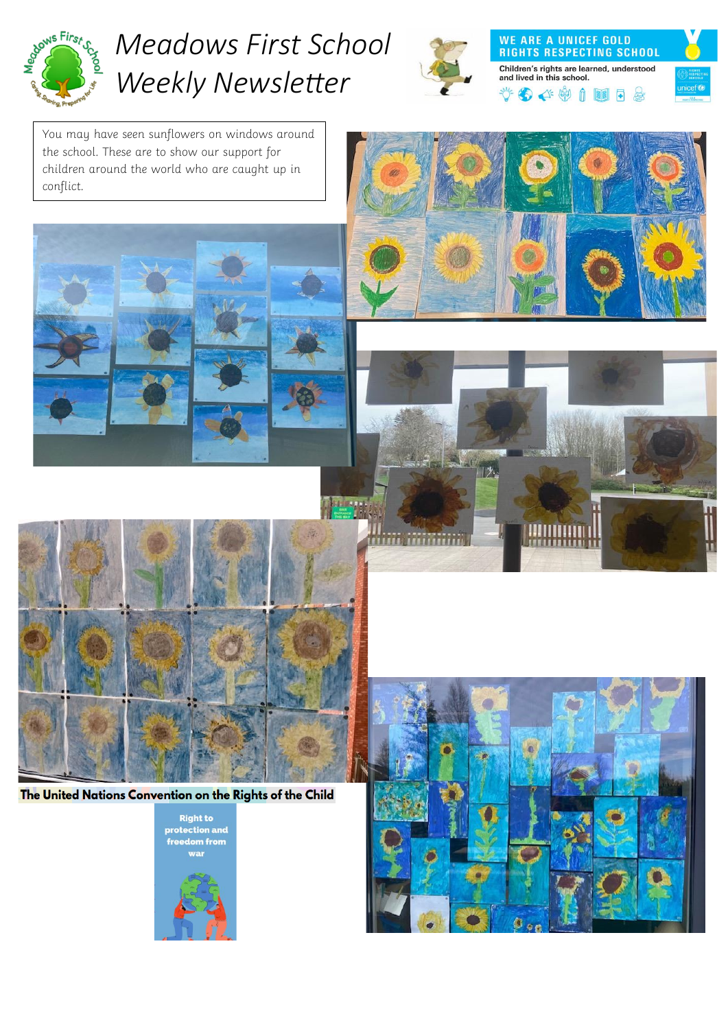# Meadows First School Weekly Newsletter

WE ARE A UNICEF GOLD RIGHTS RESPECTING SCHOOL

Children's rights are learned, understood and lived in this school.

You may have seen sunflowers on windows around the school. These are to show our support for children around the world who are caught up in conflict.

**The United Nations Convention on the Rights of the Child**

Right to protection and freedom from war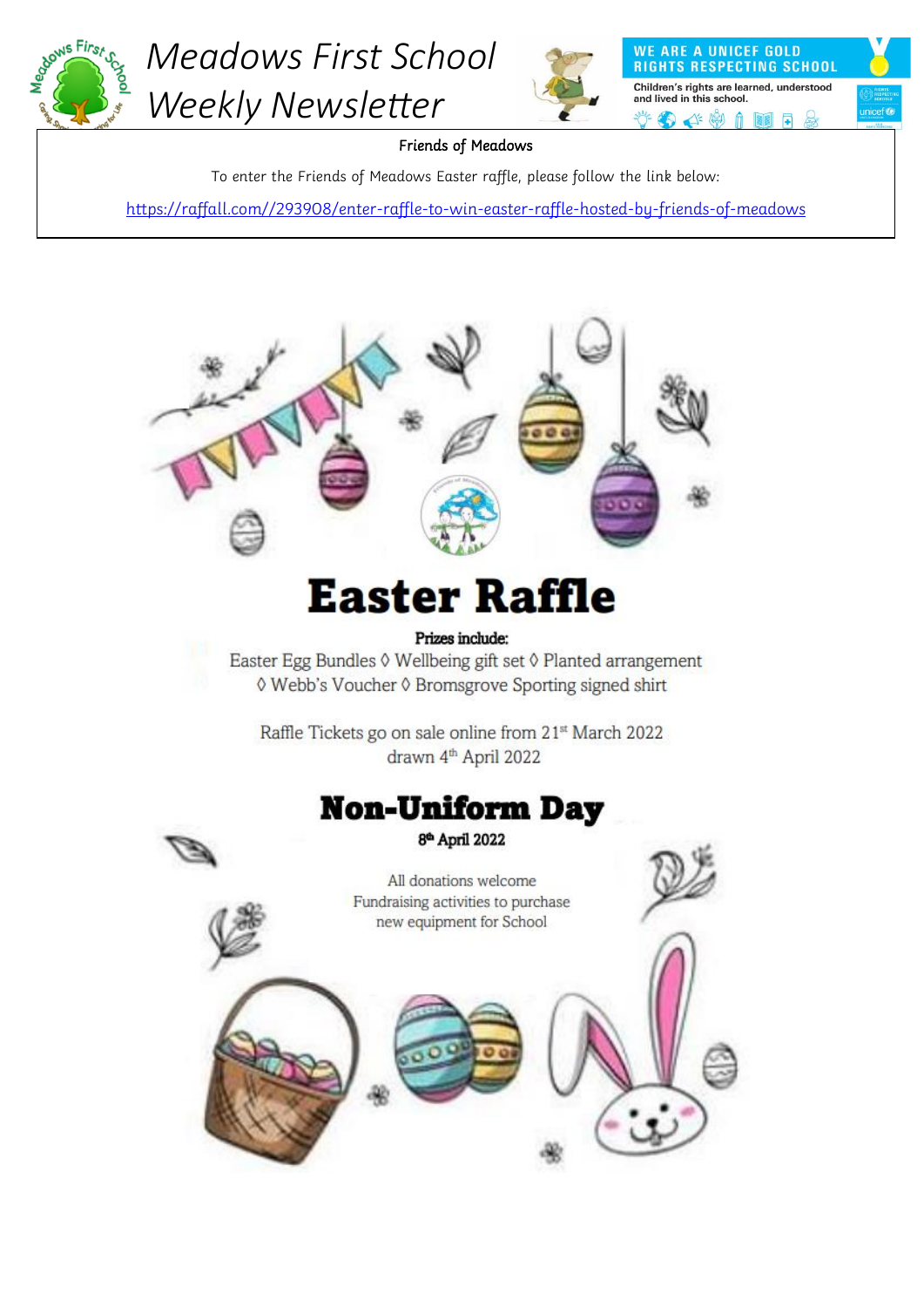# Meadows First School Weekly Newsletter

WE ARE A UNICEF GOLD RIGHTS RESPECTING SCHOOL

Children's rights are learned, understood and lived in this school.

**Friends of Meadows**

To enter the Friends of Meadows Easter raffle, please follow the link below:

https://raffall.com//293908/enter-raffle-to-win-easter-raffle-hosted-by-friends-of-meadows

# Easter Raffle

**Prizes include:**

Easter Egg Bundles ◊ Wellbeing gift set ◊ Planted arrangement ◊ Webb's Voucher ◊ Bromsgrove Sporting signed shirt

Raffle Tickets go on sale online from 21st March 2022 drawn 4th April 2022

# Non-Uniform Day

**8th April 2022**

All donations welcome
Fundraising activities to purchase new equipment for School